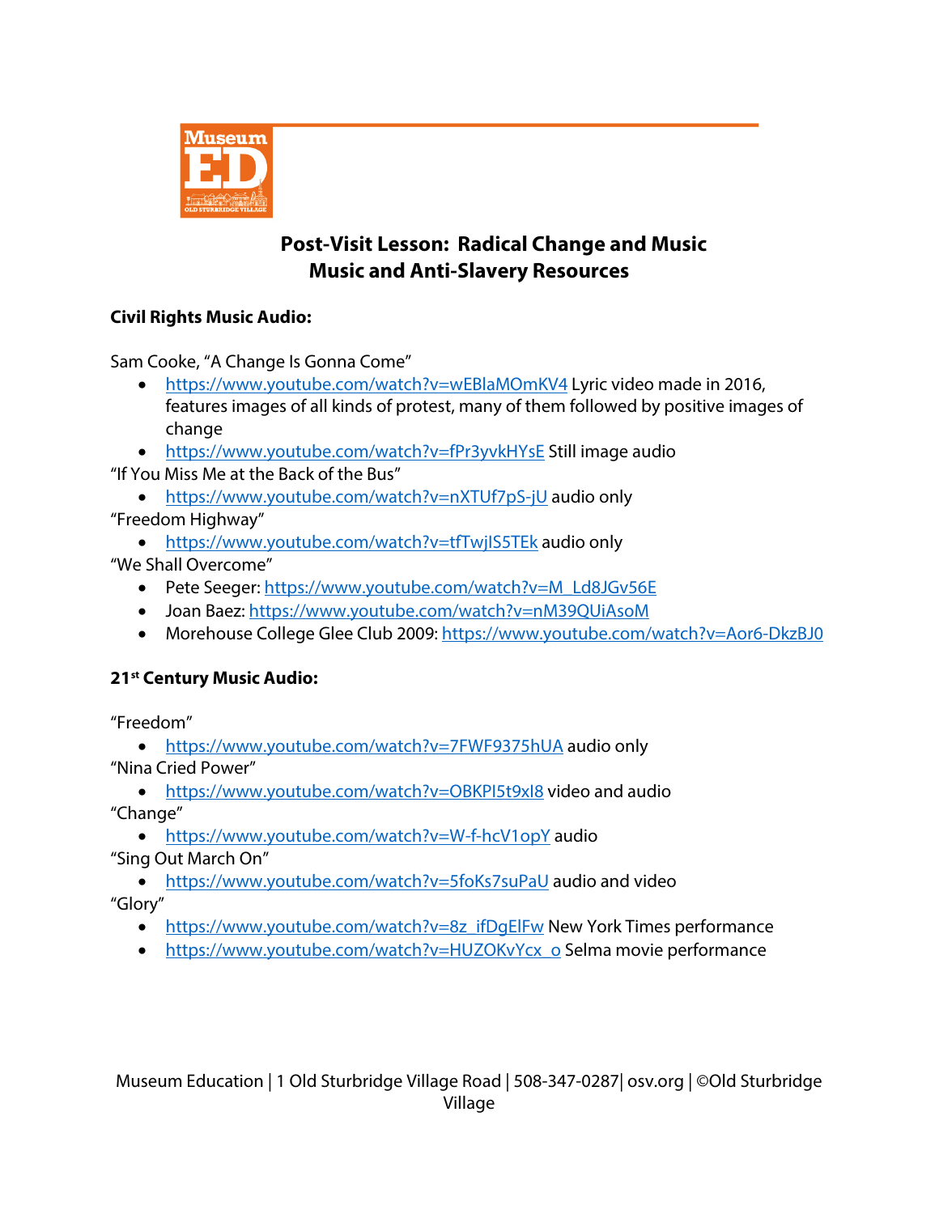# Post-Visit Lesson: Radical Change and Music
## Music and Anti-Slavery Resources

**Civil Rights Music Audio:**

Sam Cooke, "A Change Is Gonna Come"

- https://www.youtube.com/watch?v=wEBlaMOmKV4 Lyric video made in 2016, features images of all kinds of protest, many of them followed by positive images of change
- https://www.youtube.com/watch?v=fPr3yvkHYsE Still image audio

"If You Miss Me at the Back of the Bus"

- https://www.youtube.com/watch?v=nXTUf7pS-jU audio only

"Freedom Highway"

- https://www.youtube.com/watch?v=tfTwjIS5TEk audio only

"We Shall Overcome"

- Pete Seeger: https://www.youtube.com/watch?v=M_Ld8JGv56E
- Joan Baez: https://www.youtube.com/watch?v=nM39QUiAsoM
- Morehouse College Glee Club 2009: https://www.youtube.com/watch?v=Aor6-DkzBJ0

**21st Century Music Audio:**

"Freedom"

- https://www.youtube.com/watch?v=7FWF9375hUA audio only

"Nina Cried Power"

- https://www.youtube.com/watch?v=OBKPI5t9xI8 video and audio

"Change"

- https://www.youtube.com/watch?v=W-f-hcV1opY audio

"Sing Out March On"

- https://www.youtube.com/watch?v=5foKs7suPaU audio and video

"Glory"

- https://www.youtube.com/watch?v=8z_ifDgElFw New York Times performance
- https://www.youtube.com/watch?v=HUZOKvYcx_o Selma movie performance

Museum Education | 1 Old Sturbridge Village Road | 508-347-0287| osv.org | ©Old Sturbridge Village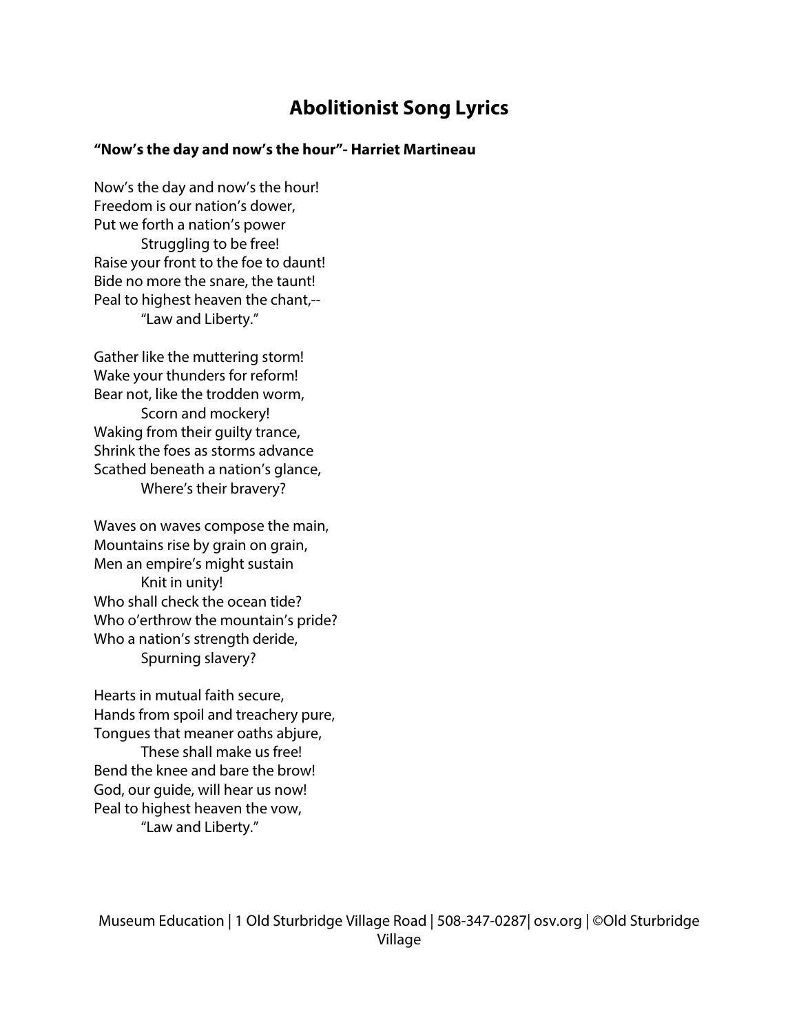# Abolitionist Song Lyrics

**“Now’s the day and now’s the hour”- Harriet Martineau**

Now’s the day and now’s the hour!  
Freedom is our nation’s dower,  
Put we forth a nation’s power  
    Struggling to be free!  
Raise your front to the foe to daunt!  
Bide no more the snare, the taunt!  
Peal to highest heaven the chant,--  
    “Law and Liberty.”

Gather like the muttering storm!  
Wake your thunders for reform!  
Bear not, like the trodden worm,  
    Scorn and mockery!  
Waking from their guilty trance,  
Shrink the foes as storms advance  
Scathed beneath a nation’s glance,  
    Where’s their bravery?

Waves on waves compose the main,  
Mountains rise by grain on grain,  
Men an empire’s might sustain  
    Knit in unity!  
Who shall check the ocean tide?  
Who o’erthrow the mountain’s pride?  
Who a nation’s strength deride,  
    Spurning slavery?

Hearts in mutual faith secure,  
Hands from spoil and treachery pure,  
Tongues that meaner oaths abjure,  
    These shall make us free!  
Bend the knee and bare the brow!  
God, our guide, will hear us now!  
Peal to highest heaven the vow,  
    “Law and Liberty.”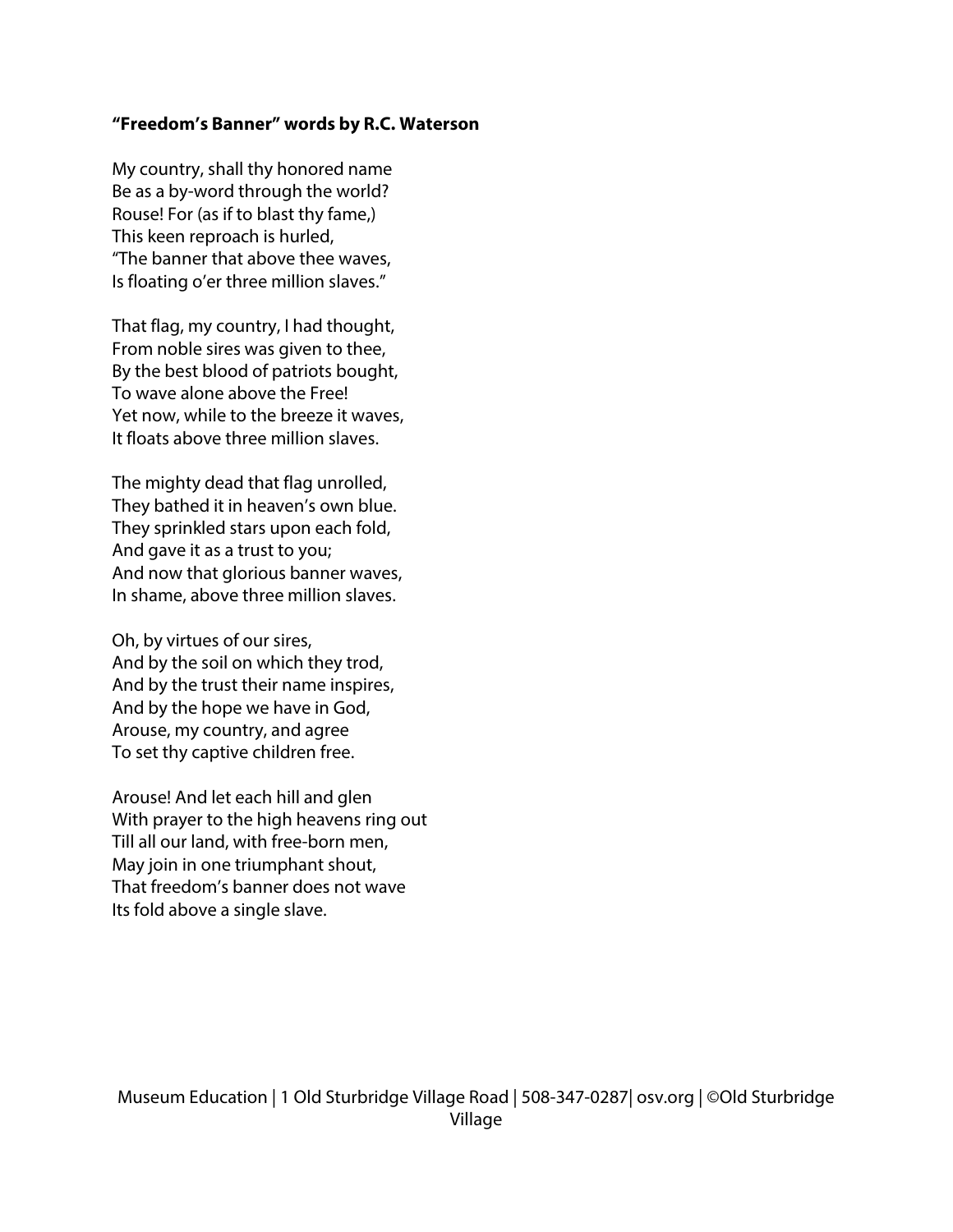**“Freedom’s Banner” words by R.C. Waterson**

My country, shall thy honored name
Be as a by-word through the world?
Rouse! For (as if to blast thy fame,)
This keen reproach is hurled,
“The banner that above thee waves,
Is floating o’er three million slaves.”

That flag, my country, I had thought,
From noble sires was given to thee,
By the best blood of patriots bought,
To wave alone above the Free!
Yet now, while to the breeze it waves,
It floats above three million slaves.

The mighty dead that flag unrolled,
They bathed it in heaven’s own blue.
They sprinkled stars upon each fold,
And gave it as a trust to you;
And now that glorious banner waves,
In shame, above three million slaves.

Oh, by virtues of our sires,
And by the soil on which they trod,
And by the trust their name inspires,
And by the hope we have in God,
Arouse, my country, and agree
To set thy captive children free.

Arouse! And let each hill and glen
With prayer to the high heavens ring out
Till all our land, with free-born men,
May join in one triumphant shout,
That freedom’s banner does not wave
Its fold above a single slave.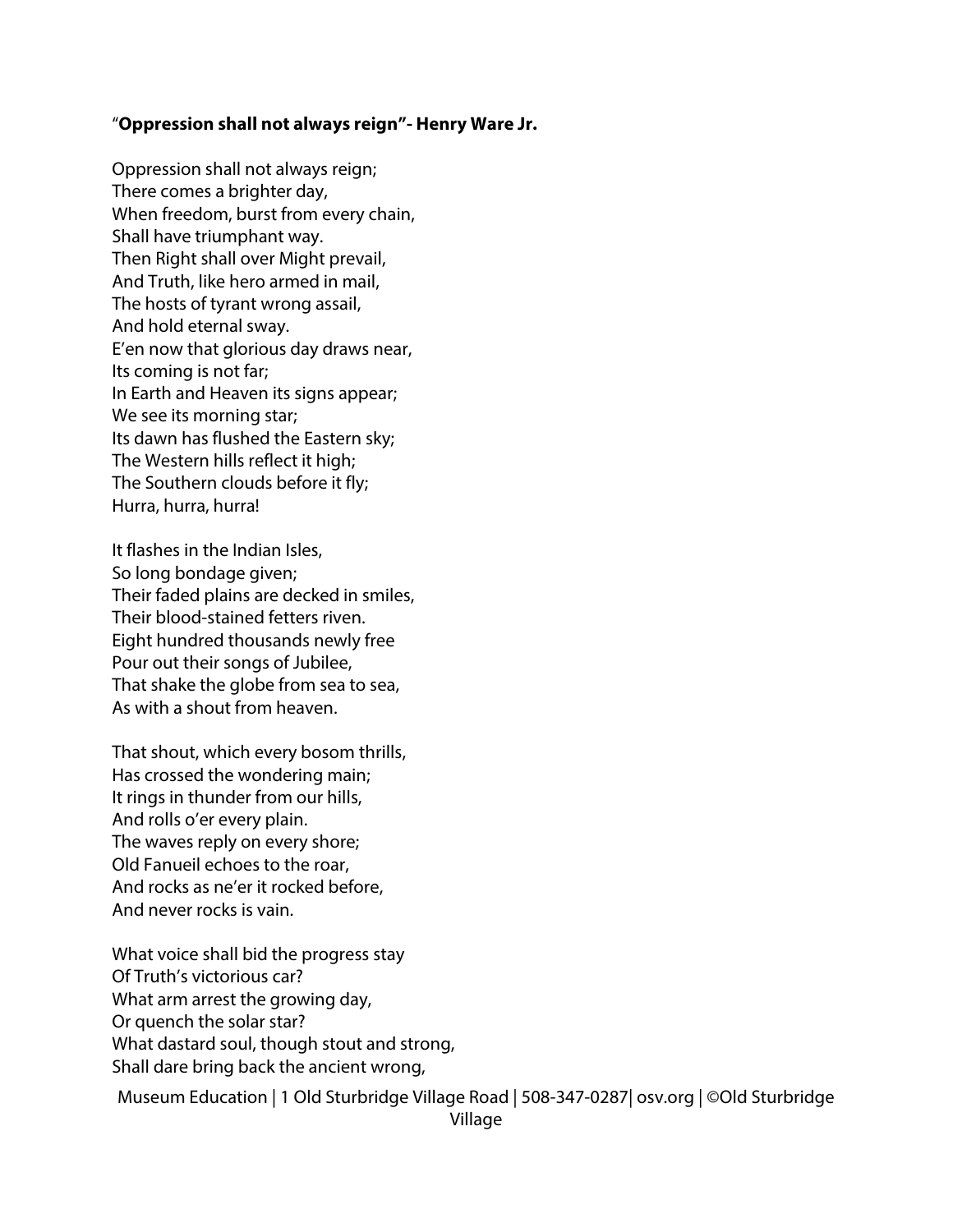"**Oppression shall not always reign"- Henry Ware Jr.**

Oppression shall not always reign;  
There comes a brighter day,  
When freedom, burst from every chain,  
Shall have triumphant way.  
Then Right shall over Might prevail,  
And Truth, like hero armed in mail,  
The hosts of tyrant wrong assail,  
And hold eternal sway.  
E'en now that glorious day draws near,  
Its coming is not far;  
In Earth and Heaven its signs appear;  
We see its morning star;  
Its dawn has flushed the Eastern sky;  
The Western hills reflect it high;  
The Southern clouds before it fly;  
Hurra, hurra, hurra!

It flashes in the Indian Isles,  
So long bondage given;  
Their faded plains are decked in smiles,  
Their blood-stained fetters riven.  
Eight hundred thousands newly free  
Pour out their songs of Jubilee,  
That shake the globe from sea to sea,  
As with a shout from heaven.

That shout, which every bosom thrills,  
Has crossed the wondering main;  
It rings in thunder from our hills,  
And rolls o'er every plain.  
The waves reply on every shore;  
Old Fanueil echoes to the roar,  
And rocks as ne'er it rocked before,  
And never rocks is vain.

What voice shall bid the progress stay  
Of Truth's victorious car?  
What arm arrest the growing day,  
Or quench the solar star?  
What dastard soul, though stout and strong,  
Shall dare bring back the ancient wrong,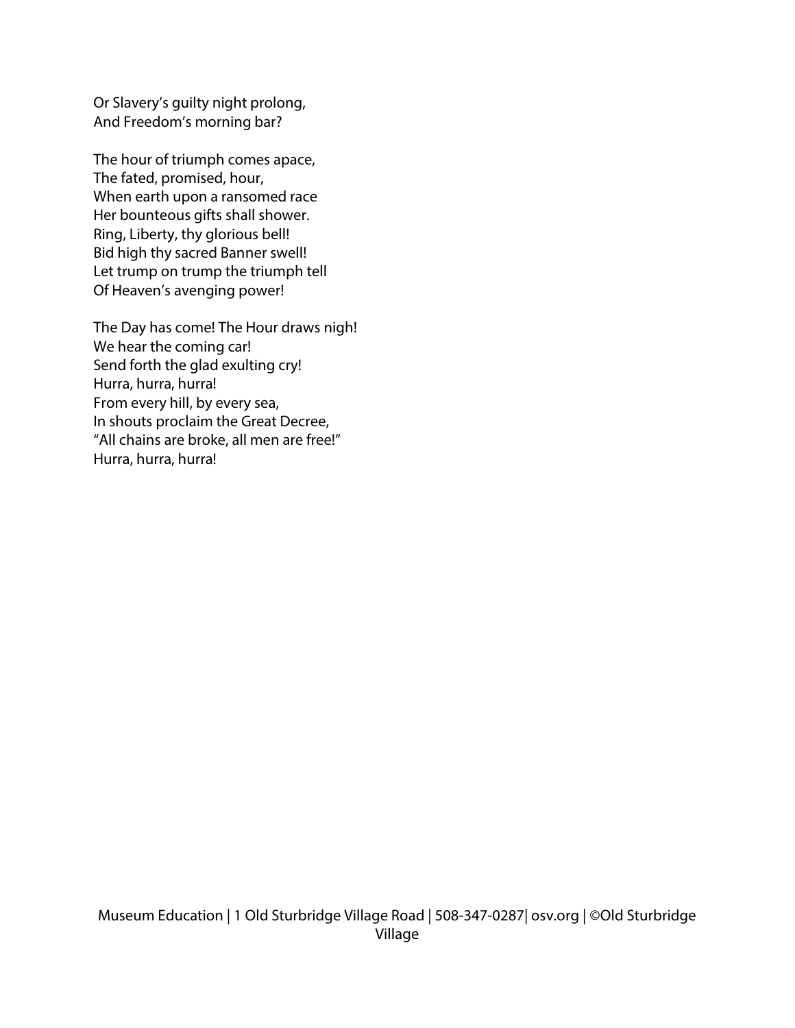Or Slavery's guilty night prolong,
And Freedom's morning bar?

The hour of triumph comes apace,
The fated, promised, hour,
When earth upon a ransomed race
Her bounteous gifts shall shower.
Ring, Liberty, thy glorious bell!
Bid high thy sacred Banner swell!
Let trump on trump the triumph tell
Of Heaven's avenging power!

The Day has come! The Hour draws nigh!
We hear the coming car!
Send forth the glad exulting cry!
Hurra, hurra, hurra!
From every hill, by every sea,
In shouts proclaim the Great Decree,
"All chains are broke, all men are free!"
Hurra, hurra, hurra!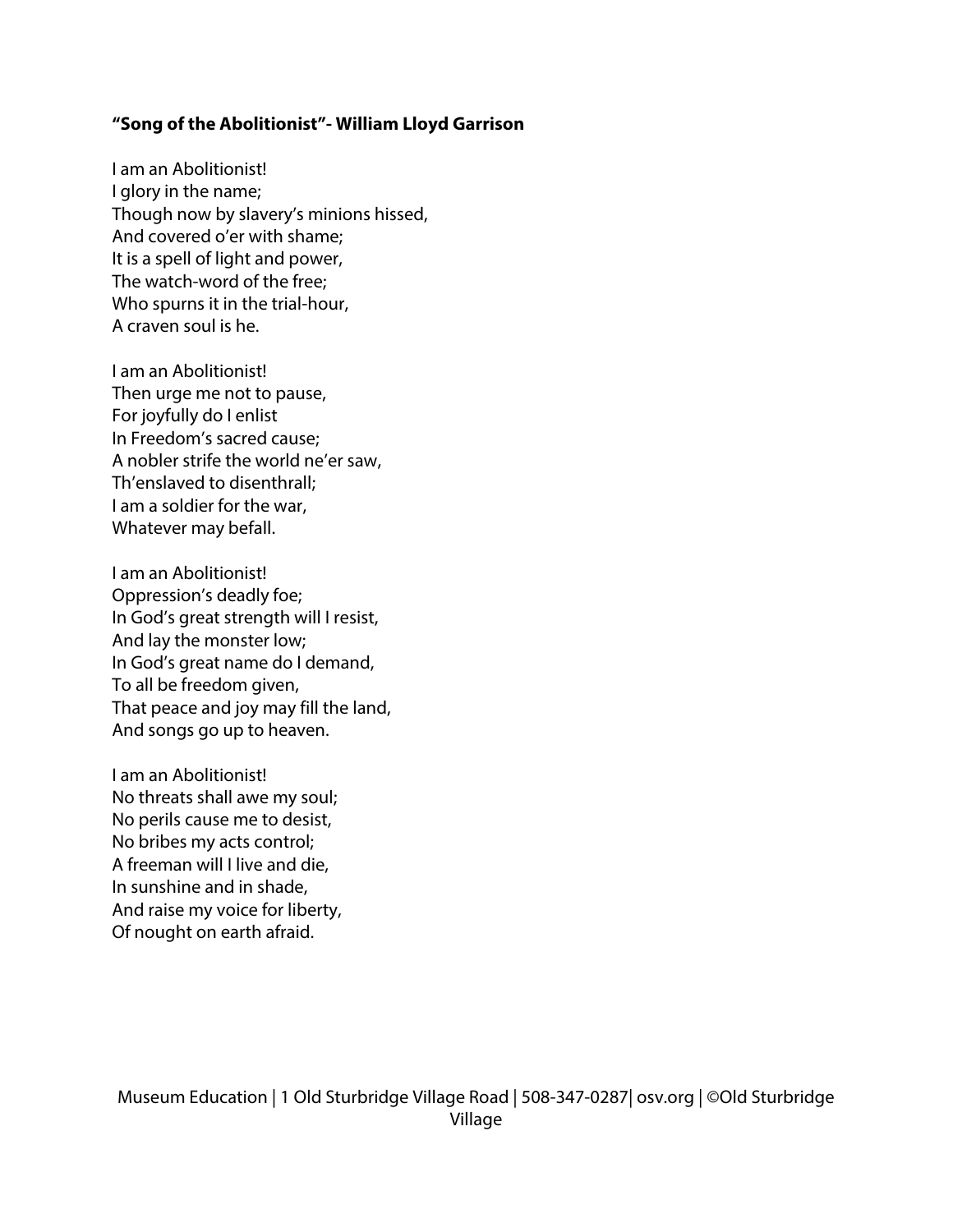**"Song of the Abolitionist"- William Lloyd Garrison**

I am an Abolitionist!
I glory in the name;
Though now by slavery's minions hissed,
And covered o'er with shame;
It is a spell of light and power,
The watch-word of the free;
Who spurns it in the trial-hour,
A craven soul is he.

I am an Abolitionist!
Then urge me not to pause,
For joyfully do I enlist
In Freedom's sacred cause;
A nobler strife the world ne'er saw,
Th'enslaved to disenthrall;
I am a soldier for the war,
Whatever may befall.

I am an Abolitionist!
Oppression's deadly foe;
In God's great strength will I resist,
And lay the monster low;
In God's great name do I demand,
To all be freedom given,
That peace and joy may fill the land,
And songs go up to heaven.

I am an Abolitionist!
No threats shall awe my soul;
No perils cause me to desist,
No bribes my acts control;
A freeman will I live and die,
In sunshine and in shade,
And raise my voice for liberty,
Of nought on earth afraid.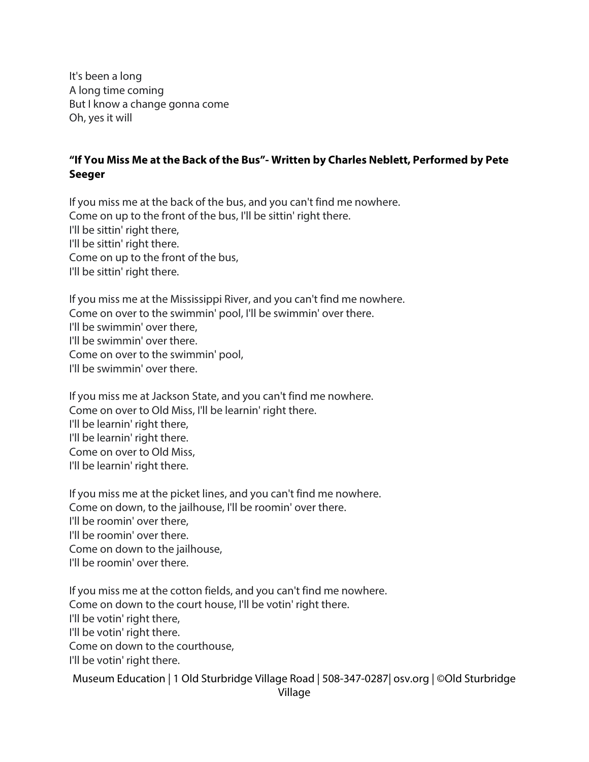It's been a long
A long time coming
But I know a change gonna come
Oh, yes it will

**"If You Miss Me at the Back of the Bus"- Written by Charles Neblett, Performed by Pete Seeger**

If you miss me at the back of the bus, and you can't find me nowhere.
Come on up to the front of the bus, I'll be sittin' right there.
I'll be sittin' right there,
I'll be sittin' right there.
Come on up to the front of the bus,
I'll be sittin' right there.

If you miss me at the Mississippi River, and you can't find me nowhere.
Come on over to the swimmin' pool, I'll be swimmin' over there.
I'll be swimmin' over there,
I'll be swimmin' over there.
Come on over to the swimmin' pool,
I'll be swimmin' over there.

If you miss me at Jackson State, and you can't find me nowhere.
Come on over to Old Miss, I'll be learnin' right there.
I'll be learnin' right there,
I'll be learnin' right there.
Come on over to Old Miss,
I'll be learnin' right there.

If you miss me at the picket lines, and you can't find me nowhere.
Come on down, to the jailhouse, I'll be roomin' over there.
I'll be roomin' over there,
I'll be roomin' over there.
Come on down to the jailhouse,
I'll be roomin' over there.

If you miss me at the cotton fields, and you can't find me nowhere.
Come on down to the court house, I'll be votin' right there.
I'll be votin' right there,
I'll be votin' right there.
Come on down to the courthouse,
I'll be votin' right there.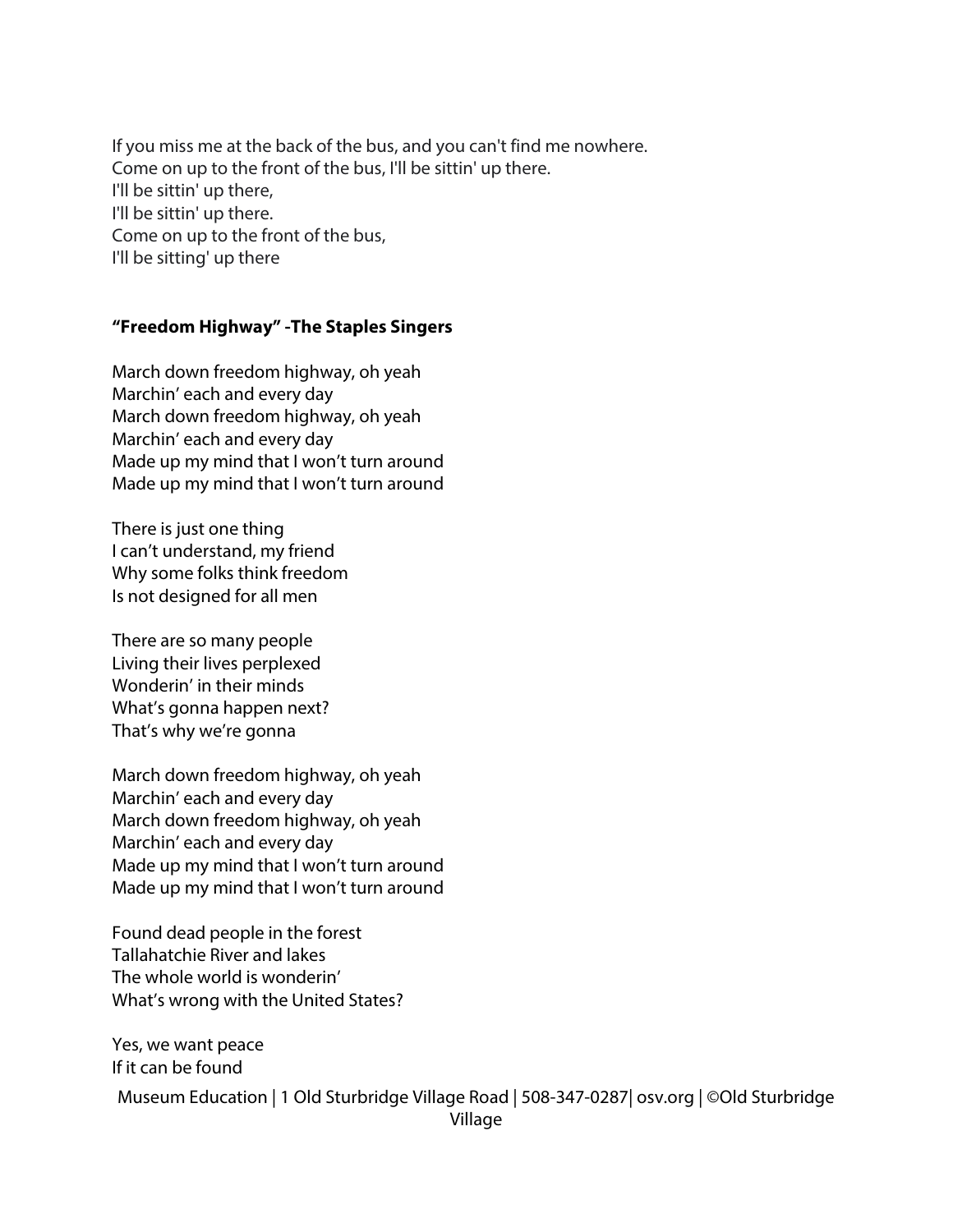If you miss me at the back of the bus, and you can't find me nowhere.
Come on up to the front of the bus, I'll be sittin' up there.
I'll be sittin' up there,
I'll be sittin' up there.
Come on up to the front of the bus,
I'll be sitting' up there

**"Freedom Highway" -The Staples Singers**

March down freedom highway, oh yeah
Marchin' each and every day
March down freedom highway, oh yeah
Marchin' each and every day
Made up my mind that I won't turn around
Made up my mind that I won't turn around

There is just one thing
I can't understand, my friend
Why some folks think freedom
Is not designed for all men

There are so many people
Living their lives perplexed
Wonderin' in their minds
What's gonna happen next?
That's why we're gonna

March down freedom highway, oh yeah
Marchin' each and every day
March down freedom highway, oh yeah
Marchin' each and every day
Made up my mind that I won't turn around
Made up my mind that I won't turn around

Found dead people in the forest
Tallahatchie River and lakes
The whole world is wonderin'
What's wrong with the United States?

Yes, we want peace
If it can be found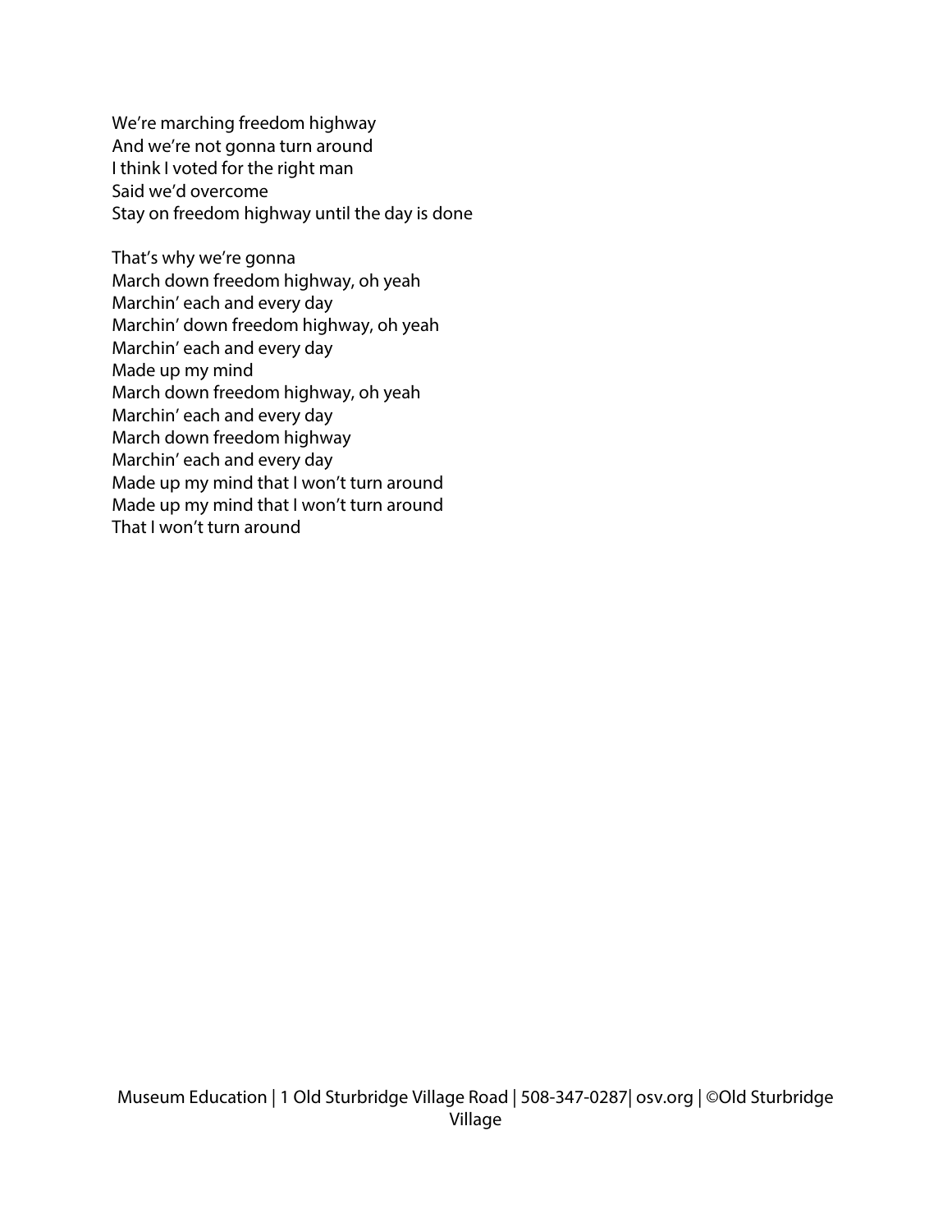We're marching freedom highway  
And we're not gonna turn around  
I think I voted for the right man  
Said we'd overcome  
Stay on freedom highway until the day is done

That's why we're gonna  
March down freedom highway, oh yeah  
Marchin' each and every day  
Marchin' down freedom highway, oh yeah  
Marchin' each and every day  
Made up my mind  
March down freedom highway, oh yeah  
Marchin' each and every day  
March down freedom highway  
Marchin' each and every day  
Made up my mind that I won't turn around  
Made up my mind that I won't turn around  
That I won't turn around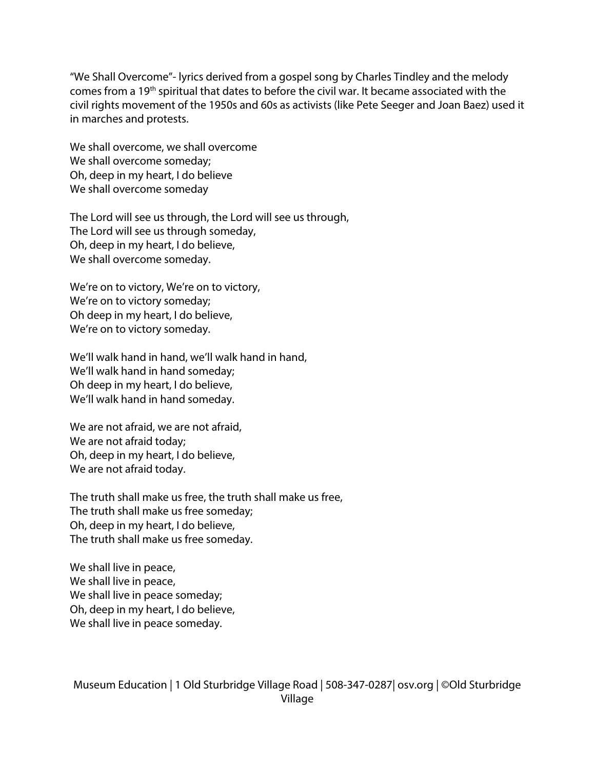"We Shall Overcome"- lyrics derived from a gospel song by Charles Tindley and the melody comes from a 19th spiritual that dates to before the civil war. It became associated with the civil rights movement of the 1950s and 60s as activists (like Pete Seeger and Joan Baez) used it in marches and protests.

We shall overcome, we shall overcome
We shall overcome someday;
Oh, deep in my heart, I do believe
We shall overcome someday

The Lord will see us through, the Lord will see us through,
The Lord will see us through someday,
Oh, deep in my heart, I do believe,
We shall overcome someday.

We're on to victory, We're on to victory,
We're on to victory someday;
Oh deep in my heart, I do believe,
We're on to victory someday.

We'll walk hand in hand, we'll walk hand in hand,
We'll walk hand in hand someday;
Oh deep in my heart, I do believe,
We'll walk hand in hand someday.

We are not afraid, we are not afraid,
We are not afraid today;
Oh, deep in my heart, I do believe,
We are not afraid today.

The truth shall make us free, the truth shall make us free,
The truth shall make us free someday;
Oh, deep in my heart, I do believe,
The truth shall make us free someday.

We shall live in peace,
We shall live in peace,
We shall live in peace someday;
Oh, deep in my heart, I do believe,
We shall live in peace someday.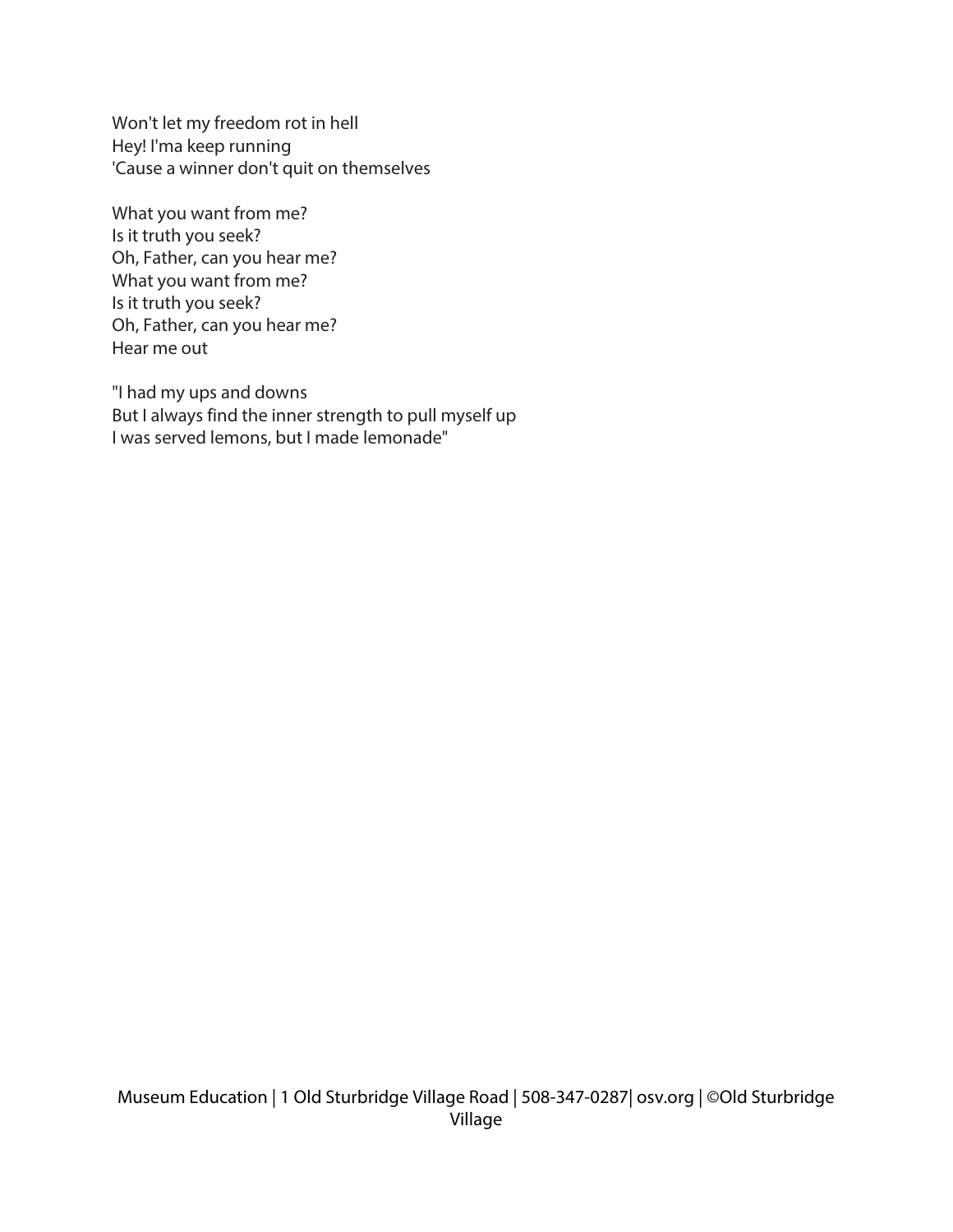Won't let my freedom rot in hell
Hey! I'ma keep running
'Cause a winner don't quit on themselves

What you want from me?
Is it truth you seek?
Oh, Father, can you hear me?
What you want from me?
Is it truth you seek?
Oh, Father, can you hear me?
Hear me out

"I had my ups and downs
But I always find the inner strength to pull myself up
I was served lemons, but I made lemonade"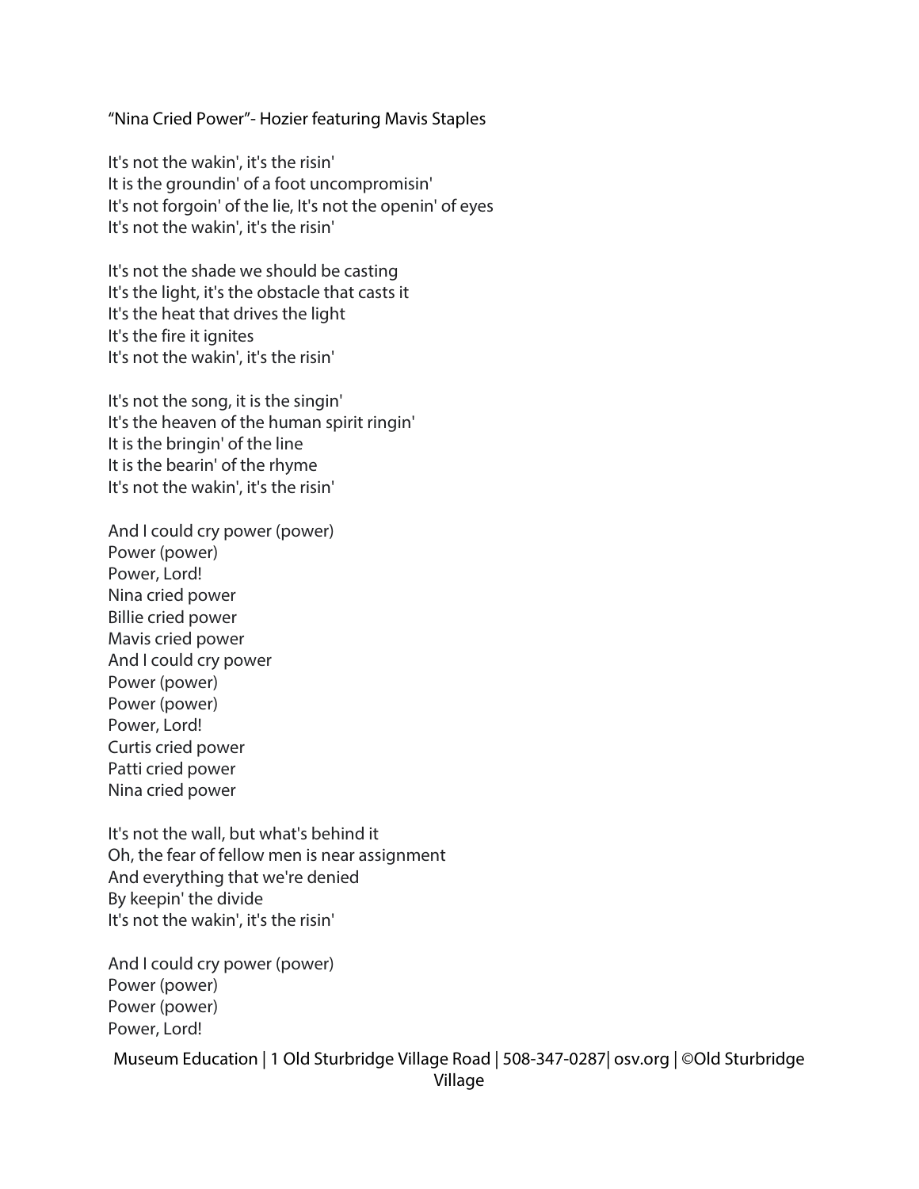"Nina Cried Power"- Hozier featuring Mavis Staples

It's not the wakin', it's the risin'
It is the groundin' of a foot uncompromisin'
It's not forgoin' of the lie, It's not the openin' of eyes
It's not the wakin', it's the risin'

It's not the shade we should be casting
It's the light, it's the obstacle that casts it
It's the heat that drives the light
It's the fire it ignites
It's not the wakin', it's the risin'

It's not the song, it is the singin'
It's the heaven of the human spirit ringin'
It is the bringin' of the line
It is the bearin' of the rhyme
It's not the wakin', it's the risin'

And I could cry power (power)
Power (power)
Power, Lord!
Nina cried power
Billie cried power
Mavis cried power
And I could cry power
Power (power)
Power (power)
Power, Lord!
Curtis cried power
Patti cried power
Nina cried power

It's not the wall, but what's behind it
Oh, the fear of fellow men is near assignment
And everything that we're denied
By keepin' the divide
It's not the wakin', it's the risin'

And I could cry power (power)
Power (power)
Power (power)
Power, Lord!

Museum Education | 1 Old Sturbridge Village Road | 508-347-0287| osv.org | ©Old Sturbridge Village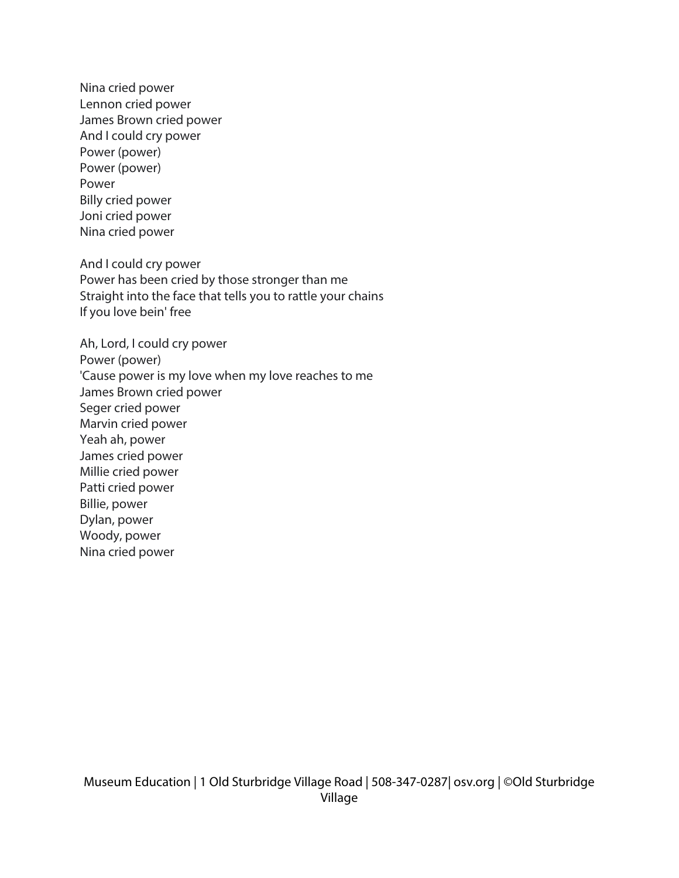Nina cried power
Lennon cried power
James Brown cried power
And I could cry power
Power (power)
Power (power)
Power
Billy cried power
Joni cried power
Nina cried power

And I could cry power
Power has been cried by those stronger than me
Straight into the face that tells you to rattle your chains
If you love bein' free

Ah, Lord, I could cry power
Power (power)
'Cause power is my love when my love reaches to me
James Brown cried power
Seger cried power
Marvin cried power
Yeah ah, power
James cried power
Millie cried power
Patti cried power
Billie, power
Dylan, power
Woody, power
Nina cried power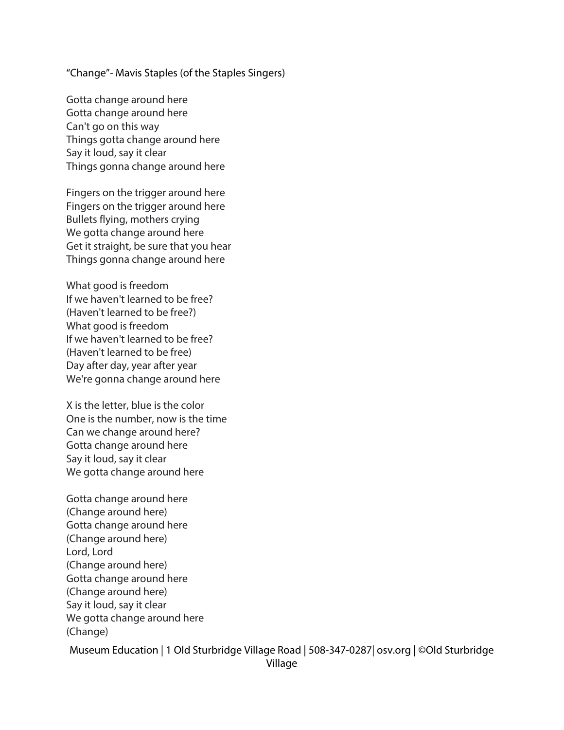"Change"- Mavis Staples (of the Staples Singers)

Gotta change around here
Gotta change around here
Can't go on this way
Things gotta change around here
Say it loud, say it clear
Things gonna change around here

Fingers on the trigger around here
Fingers on the trigger around here
Bullets flying, mothers crying
We gotta change around here
Get it straight, be sure that you hear
Things gonna change around here

What good is freedom
If we haven't learned to be free?
(Haven't learned to be free?)
What good is freedom
If we haven't learned to be free?
(Haven't learned to be free)
Day after day, year after year
We're gonna change around here

X is the letter, blue is the color
One is the number, now is the time
Can we change around here?
Gotta change around here
Say it loud, say it clear
We gotta change around here

Gotta change around here
(Change around here)
Gotta change around here
(Change around here)
Lord, Lord
(Change around here)
Gotta change around here
(Change around here)
Say it loud, say it clear
We gotta change around here
(Change)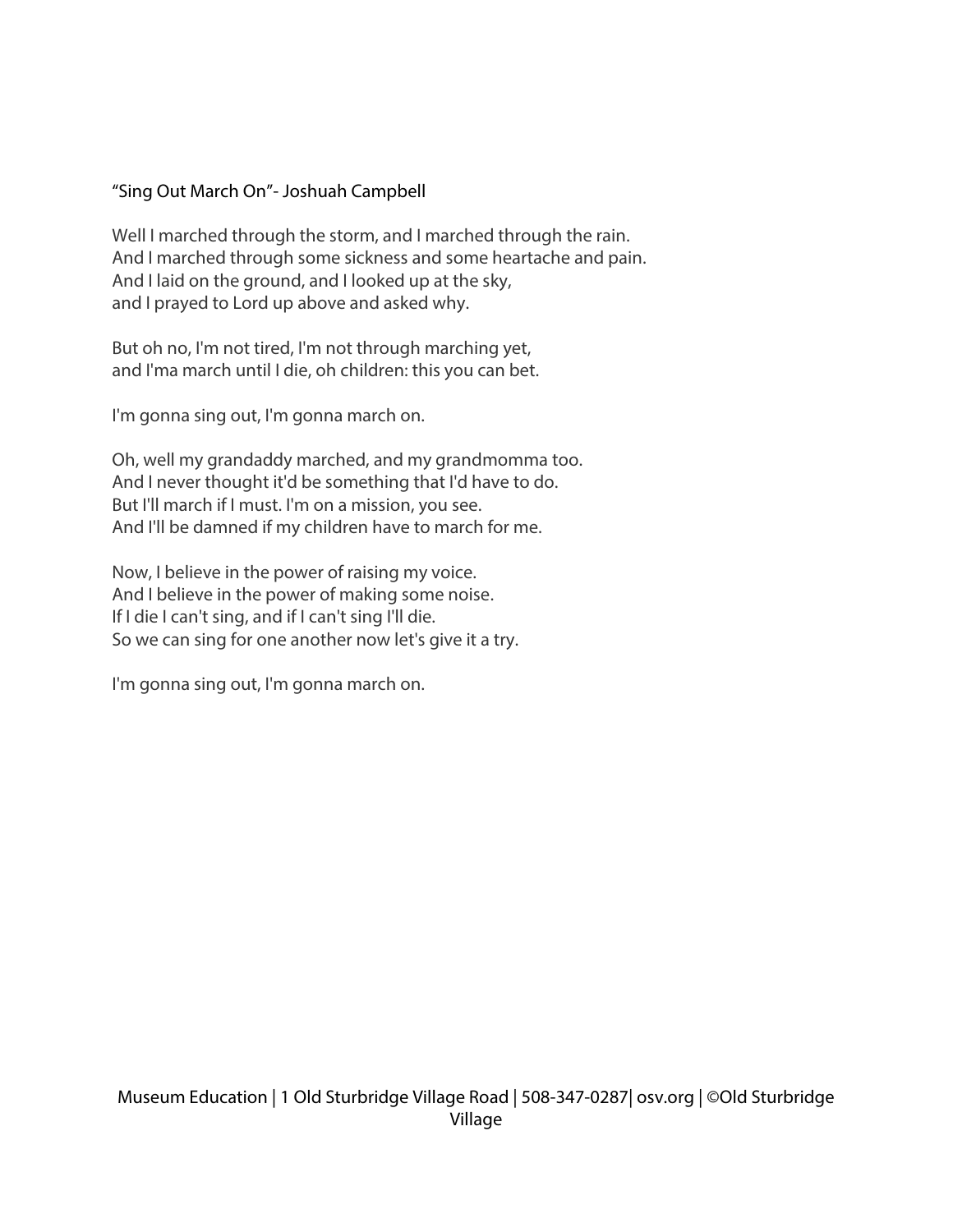"Sing Out March On"- Joshuah Campbell

Well I marched through the storm, and I marched through the rain.
And I marched through some sickness and some heartache and pain.
And I laid on the ground, and I looked up at the sky,
and I prayed to Lord up above and asked why.

But oh no, I'm not tired, I'm not through marching yet,
and I'ma march until I die, oh children: this you can bet.

I'm gonna sing out, I'm gonna march on.

Oh, well my grandaddy marched, and my grandmomma too.
And I never thought it'd be something that I'd have to do.
But I'll march if I must. I'm on a mission, you see.
And I'll be damned if my children have to march for me.

Now, I believe in the power of raising my voice.
And I believe in the power of making some noise.
If I die I can't sing, and if I can't sing I'll die.
So we can sing for one another now let's give it a try.

I'm gonna sing out, I'm gonna march on.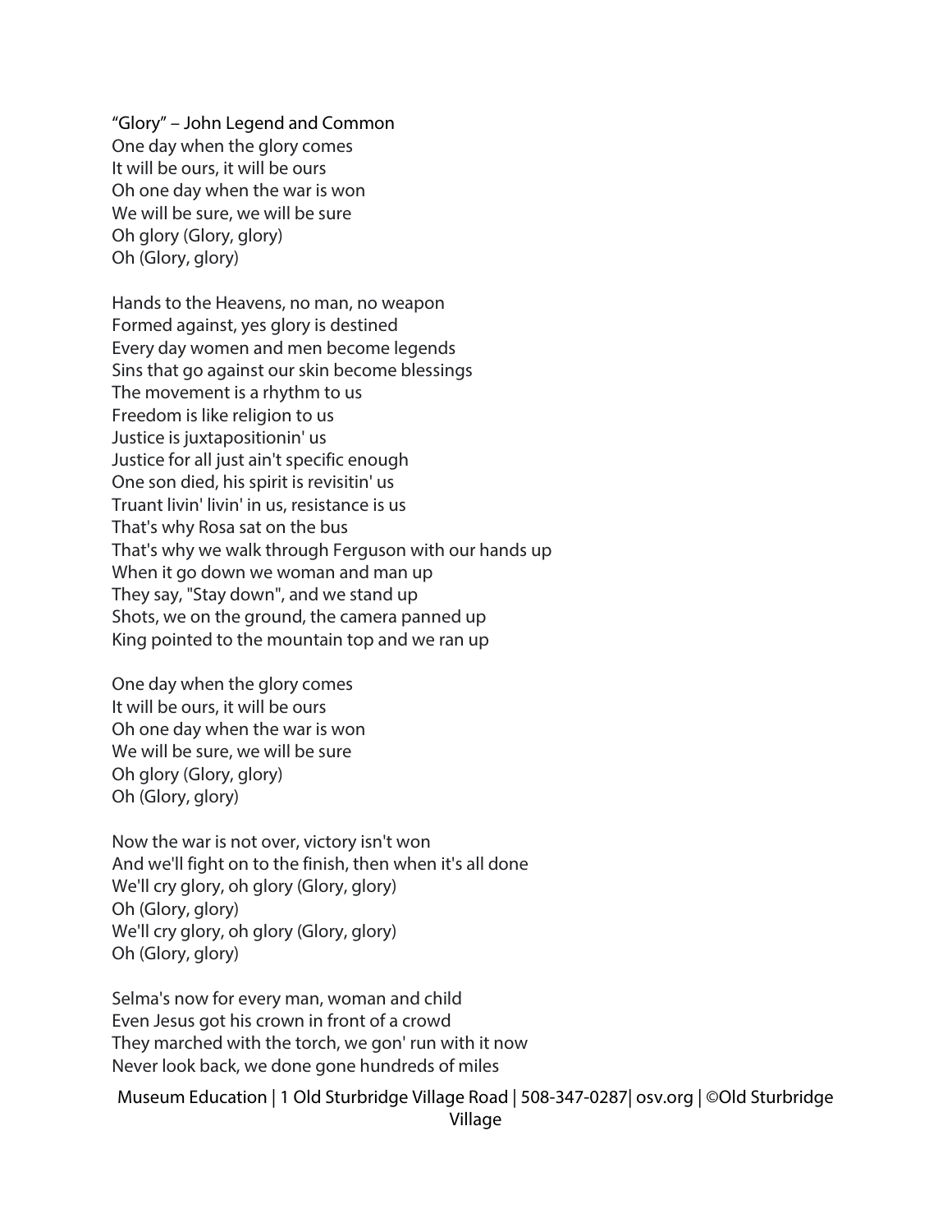"Glory" – John Legend and Common
One day when the glory comes
It will be ours, it will be ours
Oh one day when the war is won
We will be sure, we will be sure
Oh glory (Glory, glory)
Oh (Glory, glory)

Hands to the Heavens, no man, no weapon
Formed against, yes glory is destined
Every day women and men become legends
Sins that go against our skin become blessings
The movement is a rhythm to us
Freedom is like religion to us
Justice is juxtapositionin' us
Justice for all just ain't specific enough
One son died, his spirit is revisitin' us
Truant livin' livin' in us, resistance is us
That's why Rosa sat on the bus
That's why we walk through Ferguson with our hands up
When it go down we woman and man up
They say, "Stay down", and we stand up
Shots, we on the ground, the camera panned up
King pointed to the mountain top and we ran up

One day when the glory comes
It will be ours, it will be ours
Oh one day when the war is won
We will be sure, we will be sure
Oh glory (Glory, glory)
Oh (Glory, glory)

Now the war is not over, victory isn't won
And we'll fight on to the finish, then when it's all done
We'll cry glory, oh glory (Glory, glory)
Oh (Glory, glory)
We'll cry glory, oh glory (Glory, glory)
Oh (Glory, glory)

Selma's now for every man, woman and child
Even Jesus got his crown in front of a crowd
They marched with the torch, we gon' run with it now
Never look back, we done gone hundreds of miles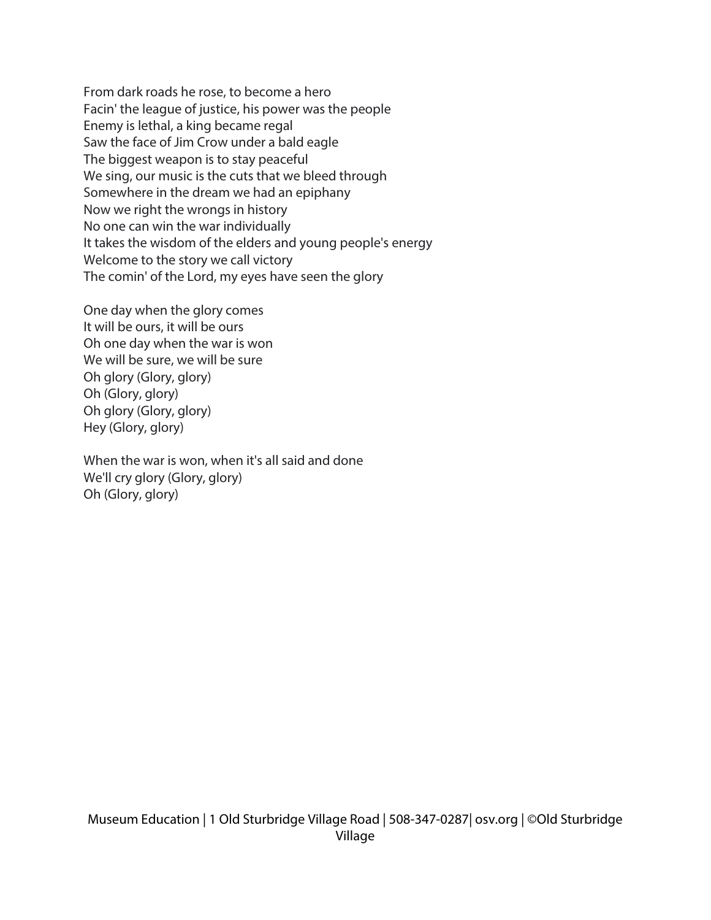From dark roads he rose, to become a hero
Facin' the league of justice, his power was the people
Enemy is lethal, a king became regal
Saw the face of Jim Crow under a bald eagle
The biggest weapon is to stay peaceful
We sing, our music is the cuts that we bleed through
Somewhere in the dream we had an epiphany
Now we right the wrongs in history
No one can win the war individually
It takes the wisdom of the elders and young people's energy
Welcome to the story we call victory
The comin' of the Lord, my eyes have seen the glory

One day when the glory comes
It will be ours, it will be ours
Oh one day when the war is won
We will be sure, we will be sure
Oh glory (Glory, glory)
Oh (Glory, glory)
Oh glory (Glory, glory)
Hey (Glory, glory)

When the war is won, when it's all said and done
We'll cry glory (Glory, glory)
Oh (Glory, glory)